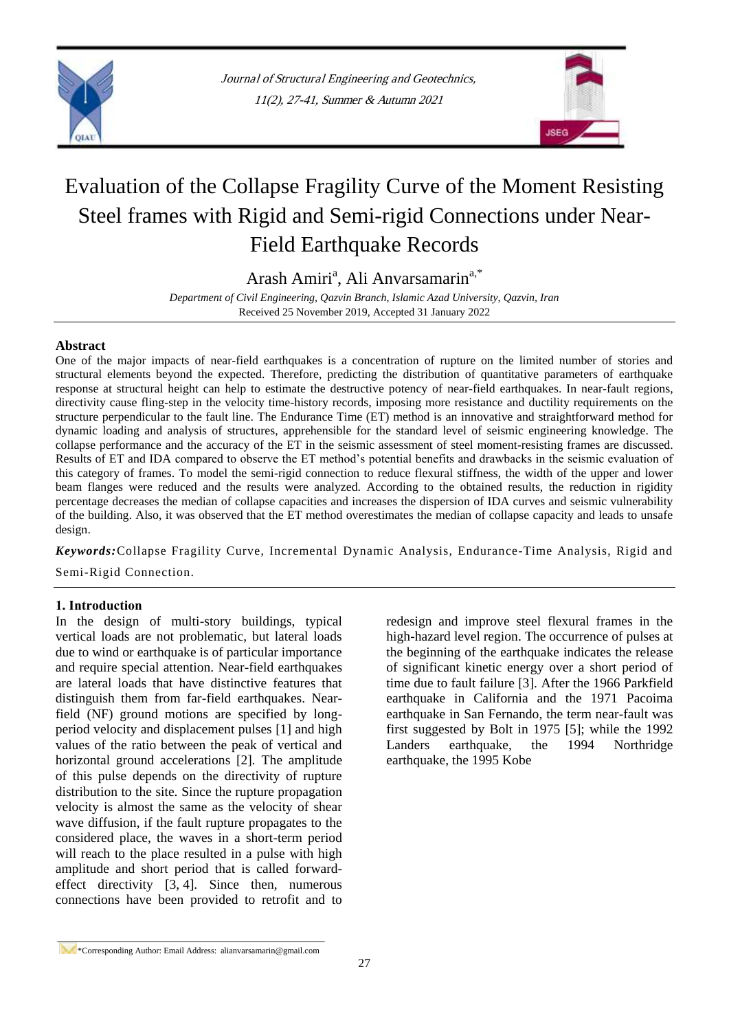# Evaluation of the Collapse Fragility Curve of the Moment Resisting Steel frames with Rigid and Semi-rigid Connections under Near-Field Earthquake Records

Arash Amiri[a], Ali Anvarsamarin[a,*]

*Department of Civil Engineering, Qazvin Branch, Islamic Azad University, Qazvin, Iran*

Received 25 November 2019, Accepted 31 January 2022

## Abstract

One of the major impacts of near-field earthquakes is a concentration of rupture on the limited number of stories and structural elements beyond the expected. Therefore, predicting the distribution of quantitative parameters of earthquake response at structural height can help to estimate the destructive potency of near-field earthquakes. In near-fault regions, directivity cause fling-step in the velocity time-history records, imposing more resistance and ductility requirements on the structure perpendicular to the fault line. The Endurance Time (ET) method is an innovative and straightforward method for dynamic loading and analysis of structures, apprehensible for the standard level of seismic engineering knowledge. The collapse performance and the accuracy of the ET in the seismic assessment of steel moment-resisting frames are discussed. Results of ET and IDA compared to observe the ET method's potential benefits and drawbacks in the seismic evaluation of this category of frames. To model the semi-rigid connection to reduce flexural stiffness, the width of the upper and lower beam flanges were reduced and the results were analyzed. According to the obtained results, the reduction in rigidity percentage decreases the median of collapse capacities and increases the dispersion of IDA curves and seismic vulnerability of the building. Also, it was observed that the ET method overestimates the median of collapse capacity and leads to unsafe design.

***Keywords:*** Collapse Fragility Curve, Incremental Dynamic Analysis, Endurance-Time Analysis, Rigid and Semi-Rigid Connection.

## 1. Introduction

In the design of multi-story buildings, typical vertical loads are not problematic, but lateral loads due to wind or earthquake is of particular importance and require special attention. Near-field earthquakes are lateral loads that have distinctive features that distinguish them from far-field earthquakes. Near-field (NF) ground motions are specified by long-period velocity and displacement pulses [1] and high values of the ratio between the peak of vertical and horizontal ground accelerations [2]. The amplitude of this pulse depends on the directivity of rupture distribution to the site. Since the rupture propagation velocity is almost the same as the velocity of shear wave diffusion, if the fault rupture propagates to the considered place, the waves in a short-term period will reach to the place resulted in a pulse with high amplitude and short period that is called forward-effect directivity [3, 4]. Since then, numerous connections have been provided to retrofit and to redesign and improve steel flexural frames in the high-hazard level region. The occurrence of pulses at the beginning of the earthquake indicates the release of significant kinetic energy over a short period of time due to fault failure [3]. After the 1966 Parkfield earthquake in California and the 1971 Pacoima earthquake in San Fernando, the term near-fault was first suggested by Bolt in 1975 [5]; while the 1992 Landers earthquake, the 1994 Northridge earthquake, the 1995 Kobe

*Corresponding Author: Email Address: alianvarsamarin@gmail.com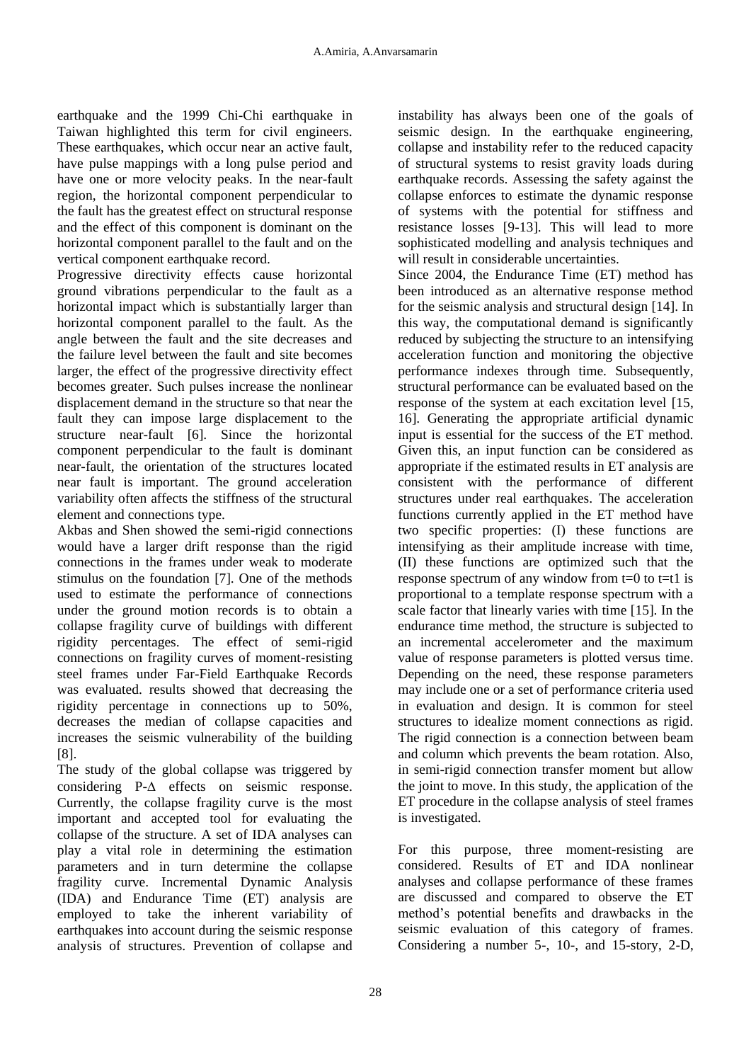earthquake and the 1999 Chi-Chi earthquake in Taiwan highlighted this term for civil engineers. These earthquakes, which occur near an active fault, have pulse mappings with a long pulse period and have one or more velocity peaks. In the near-fault region, the horizontal component perpendicular to the fault has the greatest effect on structural response and the effect of this component is dominant on the horizontal component parallel to the fault and on the vertical component earthquake record.

Progressive directivity effects cause horizontal ground vibrations perpendicular to the fault as a horizontal impact which is substantially larger than horizontal component parallel to the fault. As the angle between the fault and the site decreases and the failure level between the fault and site becomes larger, the effect of the progressive directivity effect becomes greater. Such pulses increase the nonlinear displacement demand in the structure so that near the fault they can impose large displacement to the structure near-fault [6]. Since the horizontal component perpendicular to the fault is dominant near-fault, the orientation of the structures located near fault is important. The ground acceleration variability often affects the stiffness of the structural element and connections type.

Akbas and Shen showed the semi-rigid connections would have a larger drift response than the rigid connections in the frames under weak to moderate stimulus on the foundation [7]. One of the methods used to estimate the performance of connections under the ground motion records is to obtain a collapse fragility curve of buildings with different rigidity percentages. The effect of semi-rigid connections on fragility curves of moment-resisting steel frames under Far-Field Earthquake Records was evaluated. results showed that decreasing the rigidity percentage in connections up to 50%, decreases the median of collapse capacities and increases the seismic vulnerability of the building [8].

The study of the global collapse was triggered by considering P-$\Delta$ effects on seismic response. Currently, the collapse fragility curve is the most important and accepted tool for evaluating the collapse of the structure. A set of IDA analyses can play a vital role in determining the estimation parameters and in turn determine the collapse fragility curve. Incremental Dynamic Analysis (IDA) and Endurance Time (ET) analysis are employed to take the inherent variability of earthquakes into account during the seismic response analysis of structures. Prevention of collapse and instability has always been one of the goals of seismic design. In the earthquake engineering, collapse and instability refer to the reduced capacity of structural systems to resist gravity loads during earthquake records. Assessing the safety against the collapse enforces to estimate the dynamic response of systems with the potential for stiffness and resistance losses [9-13]. This will lead to more sophisticated modelling and analysis techniques and will result in considerable uncertainties.

Since 2004, the Endurance Time (ET) method has been introduced as an alternative response method for the seismic analysis and structural design [14]. In this way, the computational demand is significantly reduced by subjecting the structure to an intensifying acceleration function and monitoring the objective performance indexes through time. Subsequently, structural performance can be evaluated based on the response of the system at each excitation level [15, 16]. Generating the appropriate artificial dynamic input is essential for the success of the ET method. Given this, an input function can be considered as appropriate if the estimated results in ET analysis are consistent with the performance of different structures under real earthquakes. The acceleration functions currently applied in the ET method have two specific properties: (I) these functions are intensifying as their amplitude increase with time, (II) these functions are optimized such that the response spectrum of any window from t=0 to t=t1 is proportional to a template response spectrum with a scale factor that linearly varies with time [15]. In the endurance time method, the structure is subjected to an incremental accelerometer and the maximum value of response parameters is plotted versus time. Depending on the need, these response parameters may include one or a set of performance criteria used in evaluation and design. It is common for steel structures to idealize moment connections as rigid. The rigid connection is a connection between beam and column which prevents the beam rotation. Also, in semi-rigid connection transfer moment but allow the joint to move. In this study, the application of the ET procedure in the collapse analysis of steel frames is investigated.

For this purpose, three moment-resisting are considered. Results of ET and IDA nonlinear analyses and collapse performance of these frames are discussed and compared to observe the ET method's potential benefits and drawbacks in the seismic evaluation of this category of frames. Considering a number 5-, 10-, and 15-story, 2-D,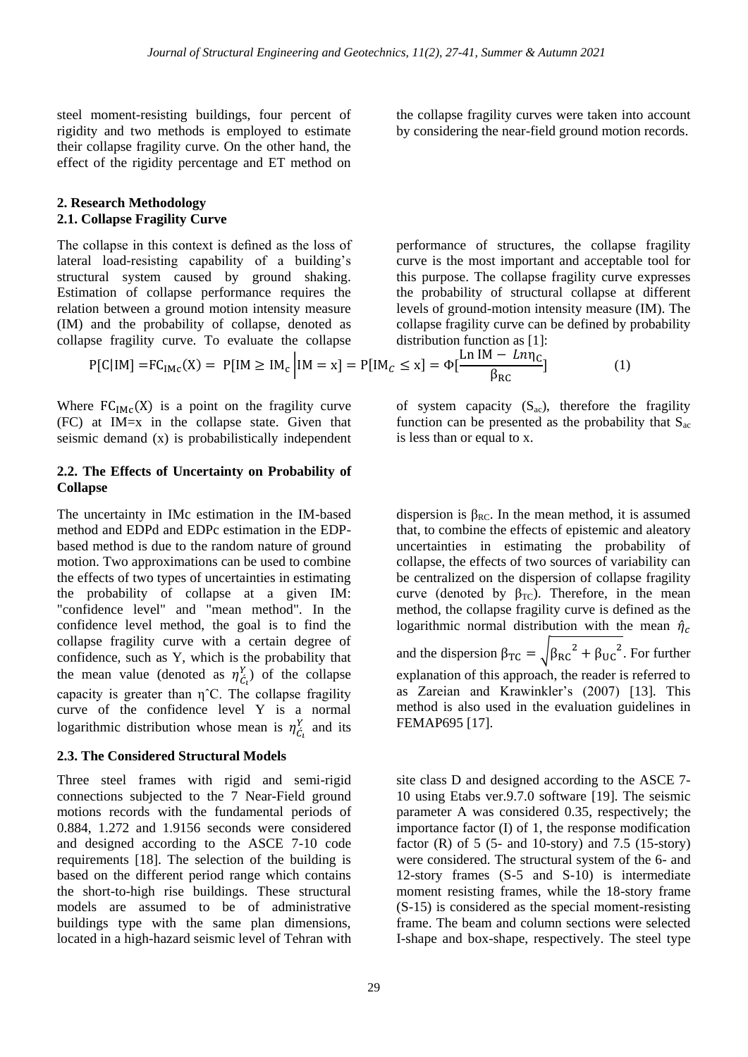steel moment-resisting buildings, four percent of rigidity and two methods is employed to estimate their collapse fragility curve. On the other hand, the effect of the rigidity percentage and ET method on the collapse fragility curves were taken into account by considering the near-field ground motion records.

## 2. Research Methodology

### 2.1. Collapse Fragility Curve

The collapse in this context is defined as the loss of lateral load-resisting capability of a building's structural system caused by ground shaking. Estimation of collapse performance requires the relation between a ground motion intensity measure (IM) and the probability of collapse, denoted as collapse fragility curve. To evaluate the collapse performance of structures, the collapse fragility curve is the most important and acceptable tool for this purpose. The collapse fragility curve expresses the probability of structural collapse at different levels of ground-motion intensity measure (IM). The collapse fragility curve can be defined by probability distribution function as [1]:

$$P[C|IM] = FC_{IMc}(X) = P[IM \geq IM_c \,|\, IM = x] = P[IM_C \leq x] = \Phi\left[\frac{\mathrm{Ln}\, IM - Ln\eta_C}{\beta_{RC}}\right] \quad (1)$$

Where $FC_{IMc}(X)$ is a point on the fragility curve (FC) at IM=x in the collapse state. Given that seismic demand (x) is probabilistically independent of system capacity ($S_{ac}$), therefore the fragility function can be presented as the probability that $S_{ac}$ is less than or equal to x.

### 2.2. The Effects of Uncertainty on Probability of Collapse

The uncertainty in IMc estimation in the IM-based method and EDPd and EDPc estimation in the EDP-based method is due to the random nature of ground motion. Two approximations can be used to combine the effects of two types of uncertainties in estimating the probability of collapse at a given IM: "confidence level" and "mean method". In the confidence level method, the goal is to find the collapse fragility curve with a certain degree of confidence, such as Y, which is the probability that the mean value (denoted as $\eta_{\acute{C}_1}^{Y}$) of the collapse capacity is greater than η̂C. The collapse fragility curve of the confidence level Y is a normal logarithmic distribution whose mean is $\eta_{\acute{C}_1}^{Y}$ and its dispersion is $\beta_{RC}$. In the mean method, it is assumed that, to combine the effects of epistemic and aleatory uncertainties in estimating the probability of collapse, the effects of two sources of variability can be centralized on the dispersion of collapse fragility curve (denoted by $\beta_{TC}$). Therefore, in the mean method, the collapse fragility curve is defined as the logarithmic normal distribution with the mean $\hat{\eta}_c$ and the dispersion $\beta_{TC} = \sqrt{{\beta_{RC}}^2 + {\beta_{UC}}^2}$. For further explanation of this approach, the reader is referred to as Zareian and Krawinkler's (2007) [13]. This method is also used in the evaluation guidelines in FEMAP695 [17].

### 2.3. The Considered Structural Models

Three steel frames with rigid and semi-rigid connections subjected to the 7 Near-Field ground motions records with the fundamental periods of 0.884, 1.272 and 1.9156 seconds were considered and designed according to the ASCE 7-10 code requirements [18]. The selection of the building is based on the different period range which contains the short-to-high rise buildings. These structural models are assumed to be of administrative buildings type with the same plan dimensions, located in a high-hazard seismic level of Tehran with site class D and designed according to the ASCE 7-10 using Etabs ver.9.7.0 software [19]. The seismic parameter A was considered 0.35, respectively; the importance factor (I) of 1, the response modification factor (R) of 5 (5- and 10-story) and 7.5 (15-story) were considered. The structural system of the 6- and 12-story frames (S-5 and S-10) is intermediate moment resisting frames, while the 18-story frame (S-15) is considered as the special moment-resisting frame. The beam and column sections were selected I-shape and box-shape, respectively. The steel type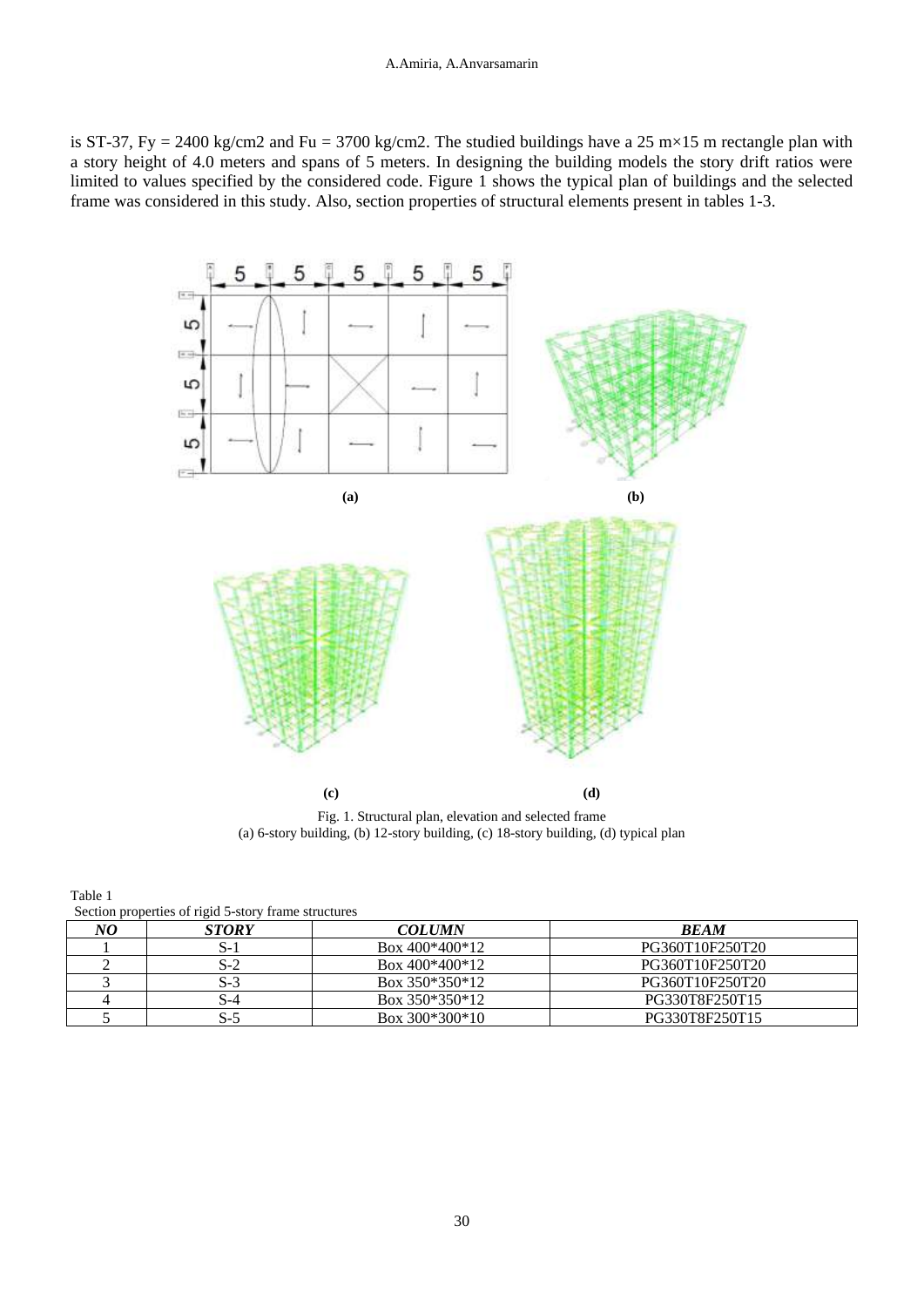is ST-37, Fy = 2400 kg/cm2 and Fu = 3700 kg/cm2. The studied buildings have a 25 m×15 m rectangle plan with a story height of 4.0 meters and spans of 5 meters. In designing the building models the story drift ratios were limited to values specified by the considered code. Figure 1 shows the typical plan of buildings and the selected frame was considered in this study. Also, section properties of structural elements present in tables 1-3.

Fig. 1. Structural plan, elevation and selected frame
(a) 6-story building, (b) 12-story building, (c) 18-story building, (d) typical plan

Table 1
Section properties of rigid 5-story frame structures

| *NO* | *STORY* | *COLUMN* | *BEAM* |
|---|---|---|---|
| 1 | S-1 | Box 400*400*12 | PG360T10F250T20 |
| 2 | S-2 | Box 400*400*12 | PG360T10F250T20 |
| 3 | S-3 | Box 350*350*12 | PG360T10F250T20 |
| 4 | S-4 | Box 350*350*12 | PG330T8F250T15 |
| 5 | S-5 | Box 300*300*10 | PG330T8F250T15 |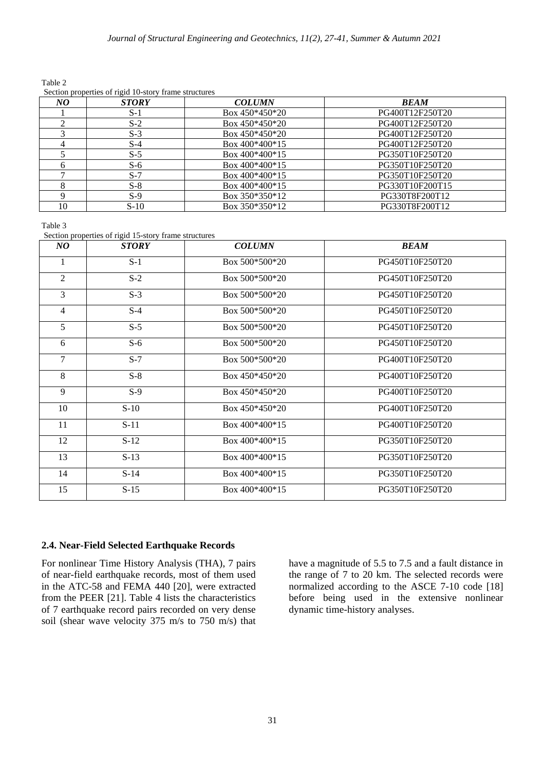Table 2

Section properties of rigid 10-story frame structures

| *NO* | *STORY* | *COLUMN* | *BEAM* |
|---|---|---|---|
| 1 | S-1 | Box 450*450*20 | PG400T12F250T20 |
| 2 | S-2 | Box 450*450*20 | PG400T12F250T20 |
| 3 | S-3 | Box 450*450*20 | PG400T12F250T20 |
| 4 | S-4 | Box 400*400*15 | PG400T12F250T20 |
| 5 | S-5 | Box 400*400*15 | PG350T10F250T20 |
| 6 | S-6 | Box 400*400*15 | PG350T10F250T20 |
| 7 | S-7 | Box 400*400*15 | PG350T10F250T20 |
| 8 | S-8 | Box 400*400*15 | PG330T10F200T15 |
| 9 | S-9 | Box 350*350*12 | PG330T8F200T12 |
| 10 | S-10 | Box 350*350*12 | PG330T8F200T12 |

Table 3

Section properties of rigid 15-story frame structures

| *NO* | *STORY* | *COLUMN* | *BEAM* |
|---|---|---|---|
| 1 | S-1 | Box 500*500*20 | PG450T10F250T20 |
| 2 | S-2 | Box 500*500*20 | PG450T10F250T20 |
| 3 | S-3 | Box 500*500*20 | PG450T10F250T20 |
| 4 | S-4 | Box 500*500*20 | PG450T10F250T20 |
| 5 | S-5 | Box 500*500*20 | PG450T10F250T20 |
| 6 | S-6 | Box 500*500*20 | PG450T10F250T20 |
| 7 | S-7 | Box 500*500*20 | PG400T10F250T20 |
| 8 | S-8 | Box 450*450*20 | PG400T10F250T20 |
| 9 | S-9 | Box 450*450*20 | PG400T10F250T20 |
| 10 | S-10 | Box 450*450*20 | PG400T10F250T20 |
| 11 | S-11 | Box 400*400*15 | PG400T10F250T20 |
| 12 | S-12 | Box 400*400*15 | PG350T10F250T20 |
| 13 | S-13 | Box 400*400*15 | PG350T10F250T20 |
| 14 | S-14 | Box 400*400*15 | PG350T10F250T20 |
| 15 | S-15 | Box 400*400*15 | PG350T10F250T20 |

### 2.4. Near-Field Selected Earthquake Records

For nonlinear Time History Analysis (THA), 7 pairs of near-field earthquake records, most of them used in the ATC-58 and FEMA 440 [20], were extracted from the PEER [21]. Table 4 lists the characteristics of 7 earthquake record pairs recorded on very dense soil (shear wave velocity 375 m/s to 750 m/s) that have a magnitude of 5.5 to 7.5 and a fault distance in the range of 7 to 20 km. The selected records were normalized according to the ASCE 7-10 code [18] before being used in the extensive nonlinear dynamic time-history analyses.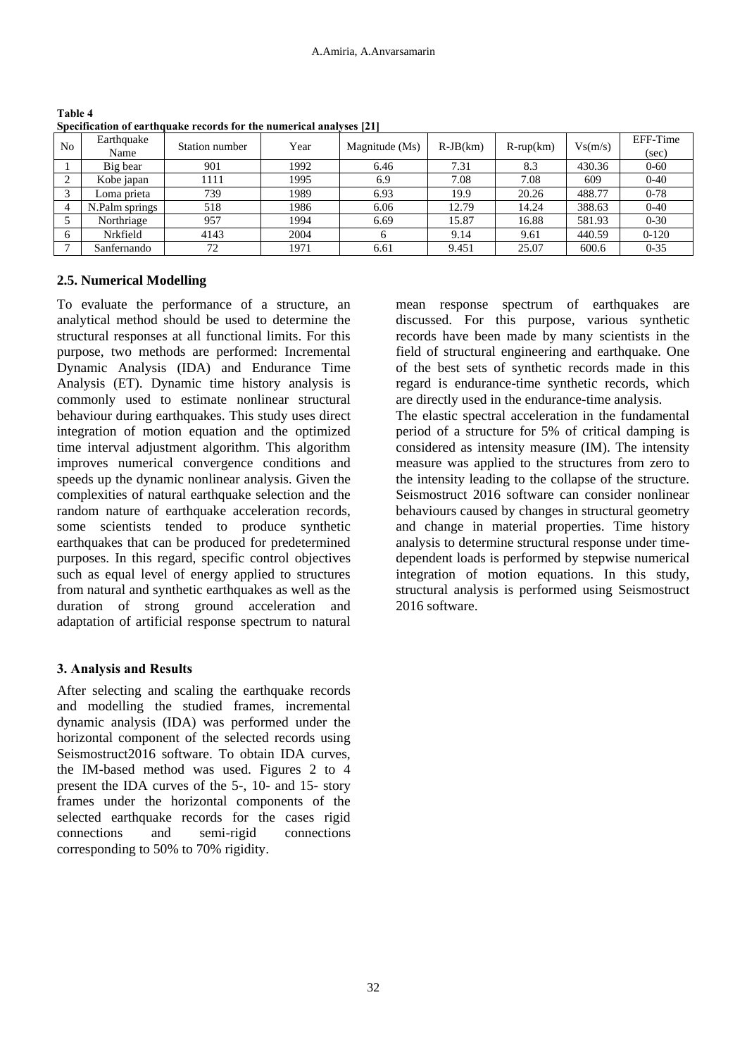**Table 4**
**Specification of earthquake records for the numerical analyses [21]**

| No | Earthquake Name | Station number | Year | Magnitude (Ms) | R-JB(km) | R-rup(km) | Vs(m/s) | EFF-Time (sec) |
|---|---|---|---|---|---|---|---|---|
| 1 | Big bear | 901 | 1992 | 6.46 | 7.31 | 8.3 | 430.36 | 0-60 |
| 2 | Kobe japan | 1111 | 1995 | 6.9 | 7.08 | 7.08 | 609 | 0-40 |
| 3 | Loma prieta | 739 | 1989 | 6.93 | 19.9 | 20.26 | 488.77 | 0-78 |
| 4 | N.Palm springs | 518 | 1986 | 6.06 | 12.79 | 14.24 | 388.63 | 0-40 |
| 5 | Northriage | 957 | 1994 | 6.69 | 15.87 | 16.88 | 581.93 | 0-30 |
| 6 | Nrkfield | 4143 | 2004 | 6 | 9.14 | 9.61 | 440.59 | 0-120 |
| 7 | Sanfernando | 72 | 1971 | 6.61 | 9.451 | 25.07 | 600.6 | 0-35 |

### 2.5. Numerical Modelling

To evaluate the performance of a structure, an analytical method should be used to determine the structural responses at all functional limits. For this purpose, two methods are performed: Incremental Dynamic Analysis (IDA) and Endurance Time Analysis (ET). Dynamic time history analysis is commonly used to estimate nonlinear structural behaviour during earthquakes. This study uses direct integration of motion equation and the optimized time interval adjustment algorithm. This algorithm improves numerical convergence conditions and speeds up the dynamic nonlinear analysis. Given the complexities of natural earthquake selection and the random nature of earthquake acceleration records, some scientists tended to produce synthetic earthquakes that can be produced for predetermined purposes. In this regard, specific control objectives such as equal level of energy applied to structures from natural and synthetic earthquakes as well as the duration of strong ground acceleration and adaptation of artificial response spectrum to natural mean response spectrum of earthquakes are discussed. For this purpose, various synthetic records have been made by many scientists in the field of structural engineering and earthquake. One of the best sets of synthetic records made in this regard is endurance-time synthetic records, which are directly used in the endurance-time analysis.

The elastic spectral acceleration in the fundamental period of a structure for 5% of critical damping is considered as intensity measure (IM). The intensity measure was applied to the structures from zero to the intensity leading to the collapse of the structure. Seismostruct 2016 software can consider nonlinear behaviours caused by changes in structural geometry and change in material properties. Time history analysis to determine structural response under time-dependent loads is performed by stepwise numerical integration of motion equations. In this study, structural analysis is performed using Seismostruct 2016 software.

## 3. Analysis and Results

After selecting and scaling the earthquake records and modelling the studied frames, incremental dynamic analysis (IDA) was performed under the horizontal component of the selected records using Seismostruct2016 software. To obtain IDA curves, the IM-based method was used. Figures 2 to 4 present the IDA curves of the 5-, 10- and 15- story frames under the horizontal components of the selected earthquake records for the cases rigid connections and semi-rigid connections corresponding to 50% to 70% rigidity.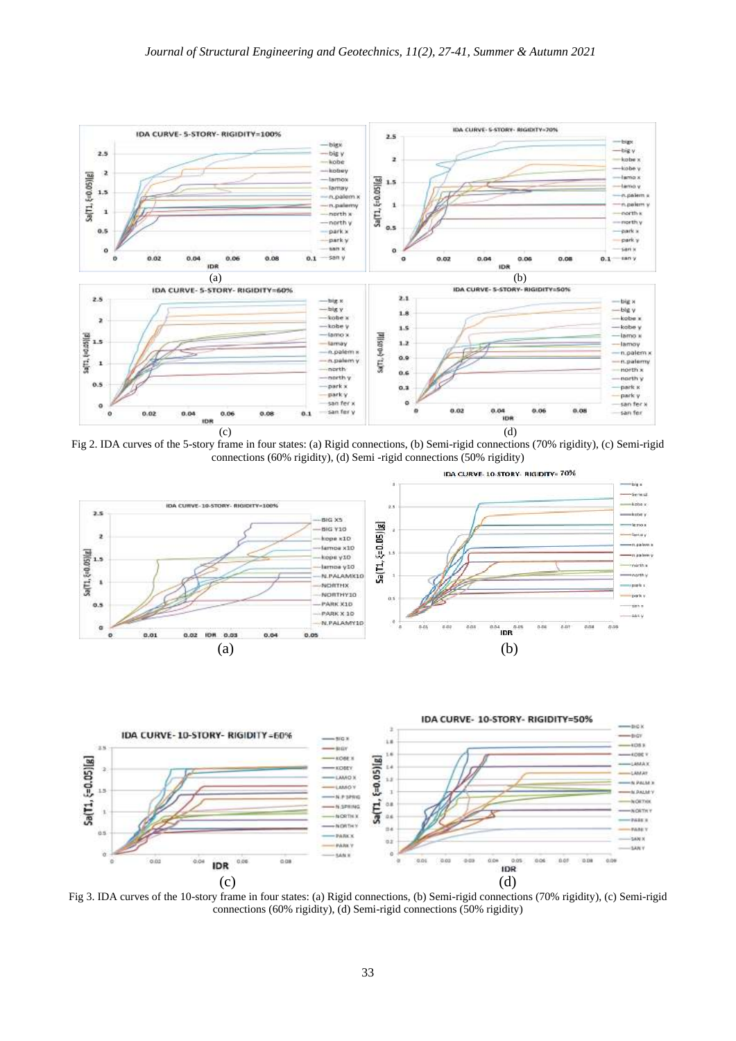Fig 2. IDA curves of the 5-story frame in four states: (a) Rigid connections, (b) Semi-rigid connections (70% rigidity), (c) Semi-rigid connections (60% rigidity), (d) Semi -rigid connections (50% rigidity)

Fig 3. IDA curves of the 10-story frame in four states: (a) Rigid connections, (b) Semi-rigid connections (70% rigidity), (c) Semi-rigid connections (60% rigidity), (d) Semi-rigid connections (50% rigidity)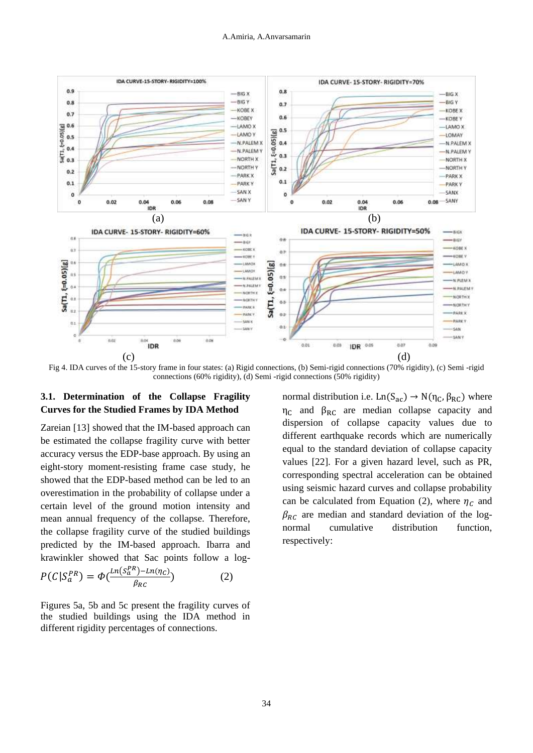Fig 4. IDA curves of the 15-story frame in four states: (a) Rigid connections, (b) Semi-rigid connections (70% rigidity), (c) Semi -rigid connections (60% rigidity), (d) Semi -rigid connections (50% rigidity)

### 3.1. Determination of the Collapse Fragility Curves for the Studied Frames by IDA Method

Zareian [13] showed that the IM-based approach can be estimated the collapse fragility curve with better accuracy versus the EDP-base approach. By using an eight-story moment-resisting frame case study, he showed that the EDP-based method can be led to an overestimation in the probability of collapse under a certain level of the ground motion intensity and mean annual frequency of the collapse. Therefore, the collapse fragility curve of the studied buildings predicted by the IM-based approach. Ibarra and krawinkler showed that Sac points follow a log-normal distribution i.e. $\mathrm{Ln}(S_{ac}) \rightarrow N(\eta_C, \beta_{RC})$ where $\eta_C$ and $\beta_{RC}$ are median collapse capacity and dispersion of collapse capacity values due to different earthquake records which are numerically equal to the standard deviation of collapse capacity values [22]. For a given hazard level, such as PR, corresponding spectral acceleration can be obtained using seismic hazard curves and collapse probability can be calculated from Equation (2), where $\eta_C$ and $\beta_{RC}$ are median and standard deviation of the log-normal cumulative distribution function, respectively:

$$P(C|S_a^{PR}) = \Phi\left(\frac{Ln(S_a^{PR}) - Ln(\eta_C)}{\beta_{RC}}\right) \qquad (2)$$

Figures 5a, 5b and 5c present the fragility curves of the studied buildings using the IDA method in different rigidity percentages of connections.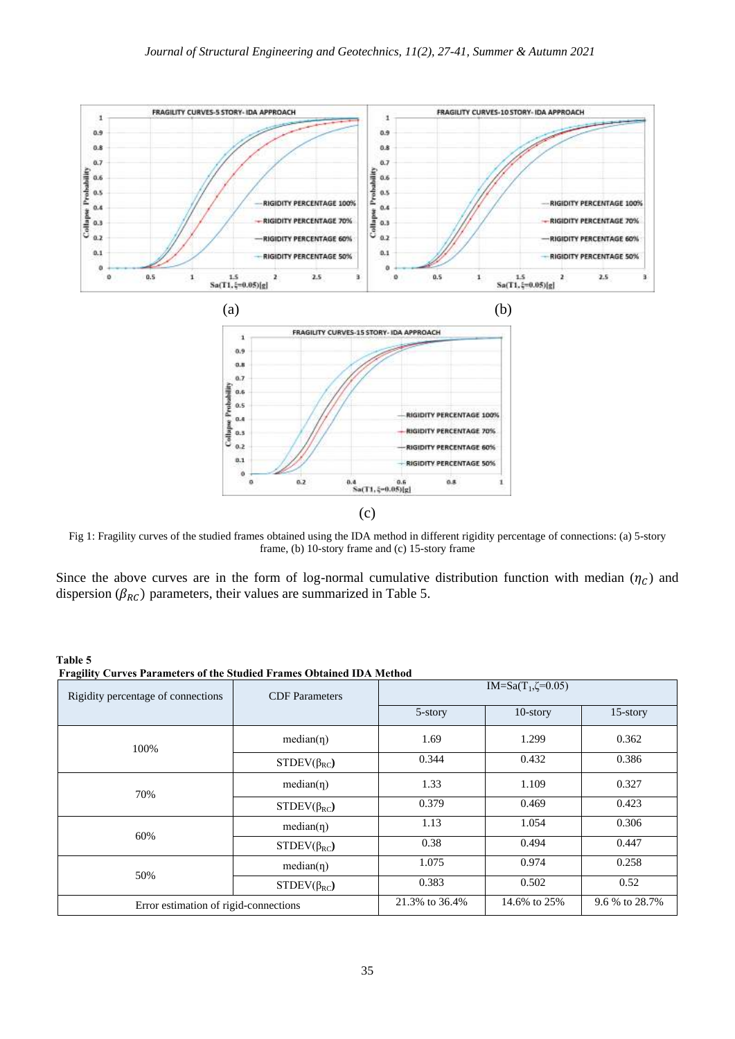Fig 1: Fragility curves of the studied frames obtained using the IDA method in different rigidity percentage of connections: (a) 5-story frame, (b) 10-story frame and (c) 15-story frame

Since the above curves are in the form of log-normal cumulative distribution function with median ($\eta_C$) and dispersion ($\beta_{RC}$) parameters, their values are summarized in Table 5.

**Table 5**
**Fragility Curves Parameters of the Studied Frames Obtained IDA Method**

| Rigidity percentage of connections | CDF Parameters | IM=Sa($T_1$,ζ=0.05) | | |
|---|---|---|---|---|
| | | 5-story | 10-story | 15-story |
| 100% | median(η) | 1.69 | 1.299 | 0.362 |
| | STDEV($\beta_{RC}$) | 0.344 | 0.432 | 0.386 |
| 70% | median(η) | 1.33 | 1.109 | 0.327 |
| | STDEV($\beta_{RC}$) | 0.379 | 0.469 | 0.423 |
| 60% | median(η) | 1.13 | 1.054 | 0.306 |
| | STDEV($\beta_{RC}$) | 0.38 | 0.494 | 0.447 |
| 50% | median(η) | 1.075 | 0.974 | 0.258 |
| | STDEV($\beta_{RC}$) | 0.383 | 0.502 | 0.52 |
| Error estimation of rigid-connections | | 21.3% to 36.4% | 14.6% to 25% | 9.6 % to 28.7% |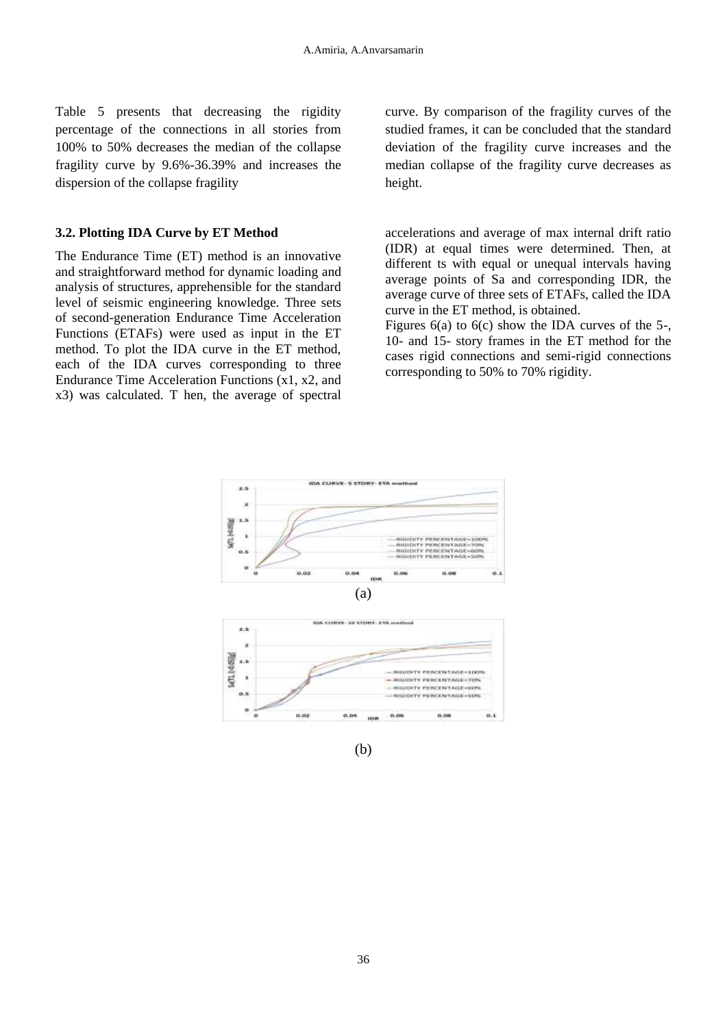Table 5 presents that decreasing the rigidity percentage of the connections in all stories from 100% to 50% decreases the median of the collapse fragility curve by 9.6%-36.39% and increases the dispersion of the collapse fragility curve. By comparison of the fragility curves of the studied frames, it can be concluded that the standard deviation of the fragility curve increases and the median collapse of the fragility curve decreases as height.

### 3.2. Plotting IDA Curve by ET Method

The Endurance Time (ET) method is an innovative and straightforward method for dynamic loading and analysis of structures, apprehensible for the standard level of seismic engineering knowledge. Three sets of second-generation Endurance Time Acceleration Functions (ETAFs) were used as input in the ET method. To plot the IDA curve in the ET method, each of the IDA curves corresponding to three Endurance Time Acceleration Functions (x1, x2, and x3) was calculated. T hen, the average of spectral accelerations and average of max internal drift ratio (IDR) at equal times were determined. Then, at different ts with equal or unequal intervals having average points of Sa and corresponding IDR, the average curve of three sets of ETAFs, called the IDA curve in the ET method, is obtained.

Figures 6(a) to 6(c) show the IDA curves of the 5-, 10- and 15- story frames in the ET method for the cases rigid connections and semi-rigid connections corresponding to 50% to 70% rigidity.

(a)

(b)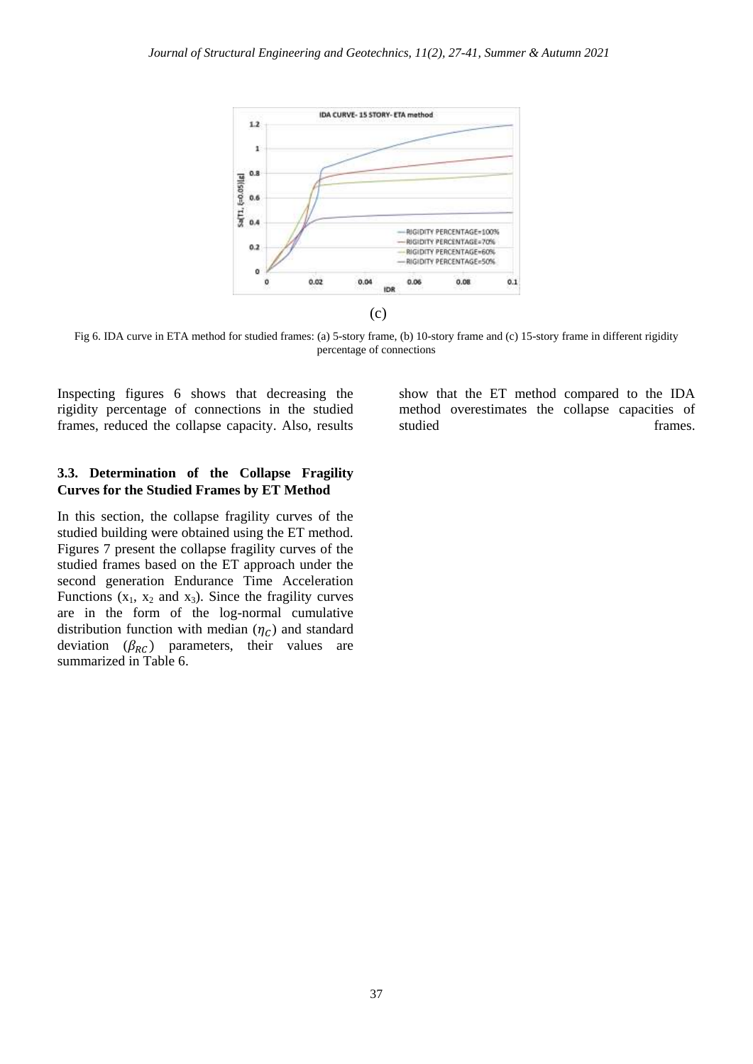(c)

Fig 6. IDA curve in ETA method for studied frames: (a) 5-story frame, (b) 10-story frame and (c) 15-story frame in different rigidity percentage of connections

Inspecting figures 6 shows that decreasing the rigidity percentage of connections in the studied frames, reduced the collapse capacity. Also, results show that the ET method compared to the IDA method overestimates the collapse capacities of studied frames.

### 3.3. Determination of the Collapse Fragility Curves for the Studied Frames by ET Method

In this section, the collapse fragility curves of the studied building were obtained using the ET method. Figures 7 present the collapse fragility curves of the studied frames based on the ET approach under the second generation Endurance Time Acceleration Functions ($x_1$, $x_2$ and $x_3$). Since the fragility curves are in the form of the log-normal cumulative distribution function with median ($\eta_C$) and standard deviation ($\beta_{RC}$) parameters, their values are summarized in Table 6.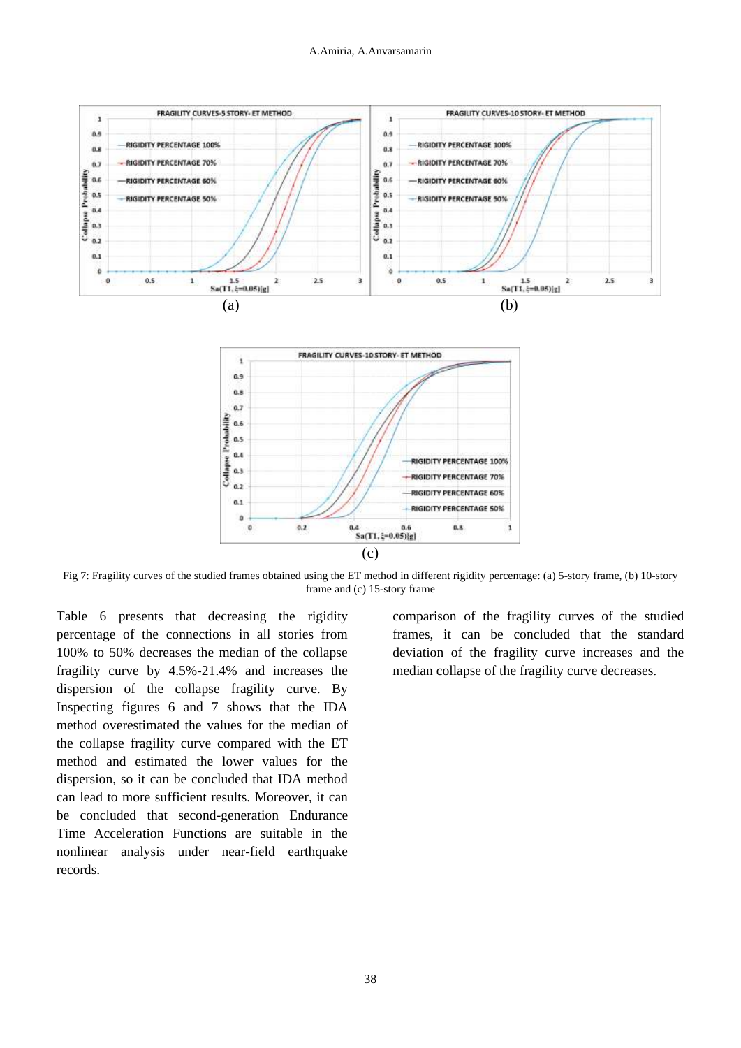Fig 7: Fragility curves of the studied frames obtained using the ET method in different rigidity percentage: (a) 5-story frame, (b) 10-story frame and (c) 15-story frame

Table 6 presents that decreasing the rigidity percentage of the connections in all stories from 100% to 50% decreases the median of the collapse fragility curve by 4.5%-21.4% and increases the dispersion of the collapse fragility curve. By Inspecting figures 6 and 7 shows that the IDA method overestimated the values for the median of the collapse fragility curve compared with the ET method and estimated the lower values for the dispersion, so it can be concluded that IDA method can lead to more sufficient results. Moreover, it can be concluded that second-generation Endurance Time Acceleration Functions are suitable in the nonlinear analysis under near-field earthquake records.

comparison of the fragility curves of the studied frames, it can be concluded that the standard deviation of the fragility curve increases and the median collapse of the fragility curve decreases.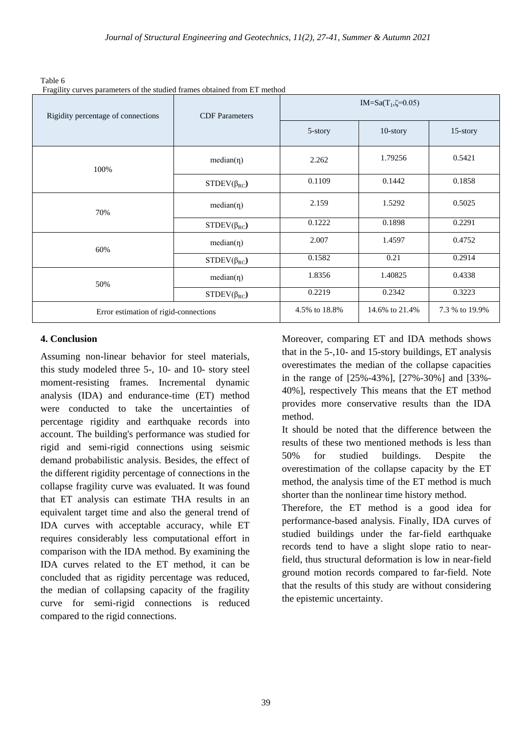Table 6
Fragility curves parameters of the studied frames obtained from ET method

| Rigidity percentage of connections | CDF Parameters | IM=$Sa(T_1,\zeta=0.05)$ | | |
|---|---|---|---|---|
| | | 5-story | 10-story | 15-story |
| 100% | median(η) | 2.262 | 1.79256 | 0.5421 |
| | STDEV($\beta_{RC}$) | 0.1109 | 0.1442 | 0.1858 |
| 70% | median(η) | 2.159 | 1.5292 | 0.5025 |
| | STDEV($\beta_{RC}$) | 0.1222 | 0.1898 | 0.2291 |
| 60% | median(η) | 2.007 | 1.4597 | 0.4752 |
| | STDEV($\beta_{RC}$) | 0.1582 | 0.21 | 0.2914 |
| 50% | median(η) | 1.8356 | 1.40825 | 0.4338 |
| | STDEV($\beta_{RC}$) | 0.2219 | 0.2342 | 0.3223 |
| Error estimation of rigid-connections | | 4.5% to 18.8% | 14.6% to 21.4% | 7.3 % to 19.9% |

## 4. Conclusion

Assuming non-linear behavior for steel materials, this study modeled three 5-, 10- and 10- story steel moment-resisting frames. Incremental dynamic analysis (IDA) and endurance-time (ET) method were conducted to take the uncertainties of percentage rigidity and earthquake records into account. The building's performance was studied for rigid and semi-rigid connections using seismic demand probabilistic analysis. Besides, the effect of the different rigidity percentage of connections in the collapse fragility curve was evaluated. It was found that ET analysis can estimate THA results in an equivalent target time and also the general trend of IDA curves with acceptable accuracy, while ET requires considerably less computational effort in comparison with the IDA method. By examining the IDA curves related to the ET method, it can be concluded that as rigidity percentage was reduced, the median of collapsing capacity of the fragility curve for semi-rigid connections is reduced compared to the rigid connections.

Moreover, comparing ET and IDA methods shows that in the 5-,10- and 15-story buildings, ET analysis overestimates the median of the collapse capacities in the range of [25%-43%], [27%-30%] and [33%-40%], respectively This means that the ET method provides more conservative results than the IDA method.

It should be noted that the difference between the results of these two mentioned methods is less than 50% for studied buildings. Despite the overestimation of the collapse capacity by the ET method, the analysis time of the ET method is much shorter than the nonlinear time history method.

Therefore, the ET method is a good idea for performance-based analysis. Finally, IDA curves of studied buildings under the far-field earthquake records tend to have a slight slope ratio to near-field, thus structural deformation is low in near-field ground motion records compared to far-field. Note that the results of this study are without considering the epistemic uncertainty.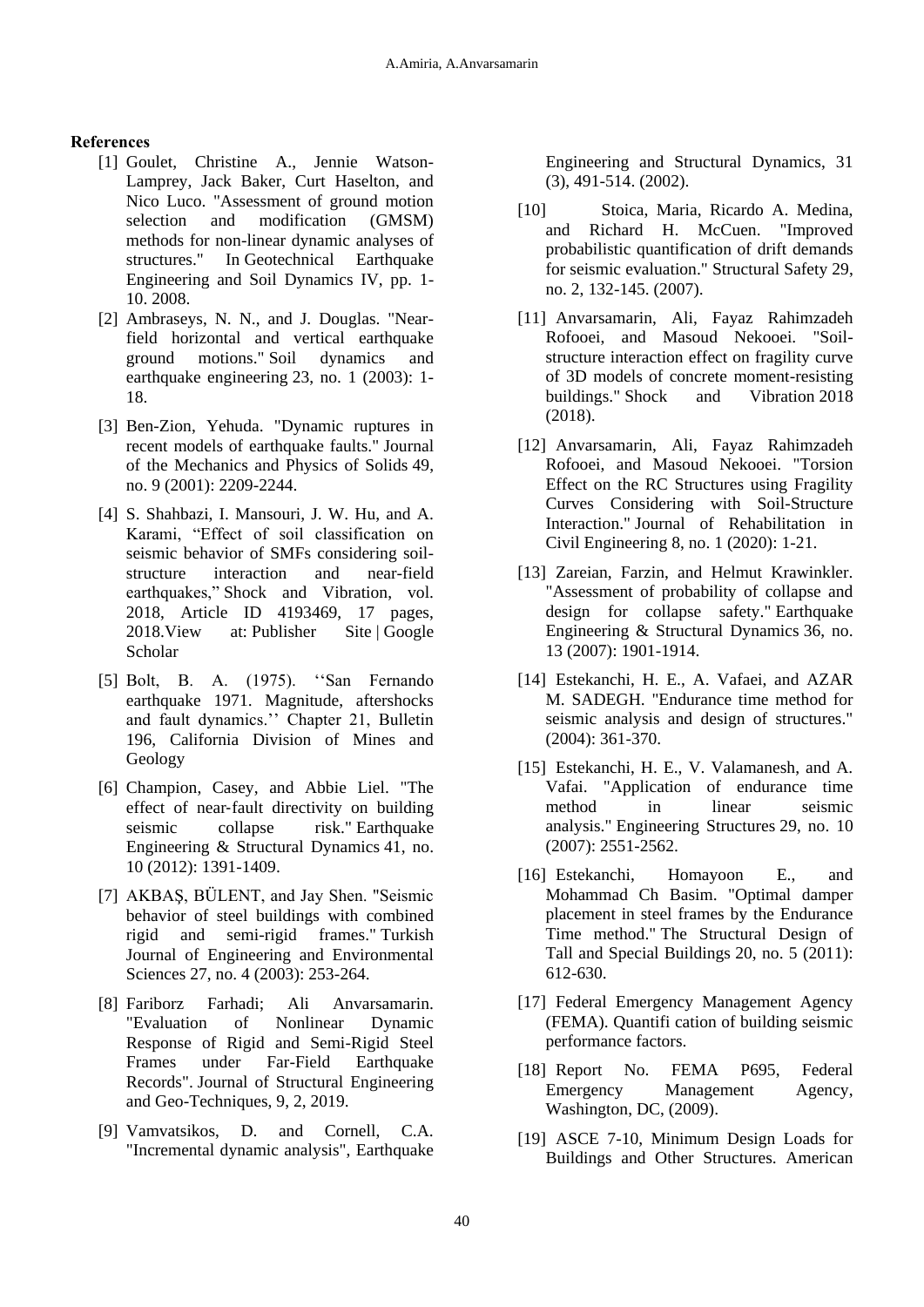**References**

[1] Goulet, Christine A., Jennie Watson-Lamprey, Jack Baker, Curt Haselton, and Nico Luco. "Assessment of ground motion selection and modification (GMSM) methods for non-linear dynamic analyses of structures." In Geotechnical Earthquake Engineering and Soil Dynamics IV, pp. 1-10. 2008.

[2] Ambraseys, N. N., and J. Douglas. "Near-field horizontal and vertical earthquake ground motions." Soil dynamics and earthquake engineering 23, no. 1 (2003): 1-18.

[3] Ben-Zion, Yehuda. "Dynamic ruptures in recent models of earthquake faults." Journal of the Mechanics and Physics of Solids 49, no. 9 (2001): 2209-2244.

[4] S. Shahbazi, I. Mansouri, J. W. Hu, and A. Karami, "Effect of soil classification on seismic behavior of SMFs considering soil-structure interaction and near-field earthquakes," Shock and Vibration, vol. 2018, Article ID 4193469, 17 pages, 2018.View at: Publisher Site | Google Scholar

[5] Bolt, B. A. (1975). ''San Fernando earthquake 1971. Magnitude, aftershocks and fault dynamics.'' Chapter 21, Bulletin 196, California Division of Mines and Geology

[6] Champion, Casey, and Abbie Liel. "The effect of near‐fault directivity on building seismic collapse risk." Earthquake Engineering & Structural Dynamics 41, no. 10 (2012): 1391-1409.

[7] AKBAŞ, BÜLENT, and Jay Shen. "Seismic behavior of steel buildings with combined rigid and semi-rigid frames." Turkish Journal of Engineering and Environmental Sciences 27, no. 4 (2003): 253-264.

[8] Fariborz Farhadi; Ali Anvarsamarin. "Evaluation of Nonlinear Dynamic Response of Rigid and Semi-Rigid Steel Frames under Far-Field Earthquake Records". Journal of Structural Engineering and Geo-Techniques, 9, 2, 2019.

[9] Vamvatsikos, D. and Cornell, C.A. "Incremental dynamic analysis", Earthquake Engineering and Structural Dynamics, 31 (3), 491-514. (2002).

[10] Stoica, Maria, Ricardo A. Medina, and Richard H. McCuen. "Improved probabilistic quantification of drift demands for seismic evaluation." Structural Safety 29, no. 2, 132-145. (2007).

[11] Anvarsamarin, Ali, Fayaz Rahimzadeh Rofooei, and Masoud Nekooei. "Soil-structure interaction effect on fragility curve of 3D models of concrete moment-resisting buildings." Shock and Vibration 2018 (2018).

[12] Anvarsamarin, Ali, Fayaz Rahimzadeh Rofooei, and Masoud Nekooei. "Torsion Effect on the RC Structures using Fragility Curves Considering with Soil-Structure Interaction." Journal of Rehabilitation in Civil Engineering 8, no. 1 (2020): 1-21.

[13] Zareian, Farzin, and Helmut Krawinkler. "Assessment of probability of collapse and design for collapse safety." Earthquake Engineering & Structural Dynamics 36, no. 13 (2007): 1901-1914.

[14] Estekanchi, H. E., A. Vafaei, and AZAR M. SADEGH. "Endurance time method for seismic analysis and design of structures." (2004): 361-370.

[15] Estekanchi, H. E., V. Valamanesh, and A. Vafai. "Application of endurance time method in linear seismic analysis." Engineering Structures 29, no. 10 (2007): 2551-2562.

[16] Estekanchi, Homayoon E., and Mohammad Ch Basim. "Optimal damper placement in steel frames by the Endurance Time method." The Structural Design of Tall and Special Buildings 20, no. 5 (2011): 612-630.

[17] Federal Emergency Management Agency (FEMA). Quantifi cation of building seismic performance factors.

[18] Report No. FEMA P695, Federal Emergency Management Agency, Washington, DC, (2009).

[19] ASCE 7-10, Minimum Design Loads for Buildings and Other Structures. American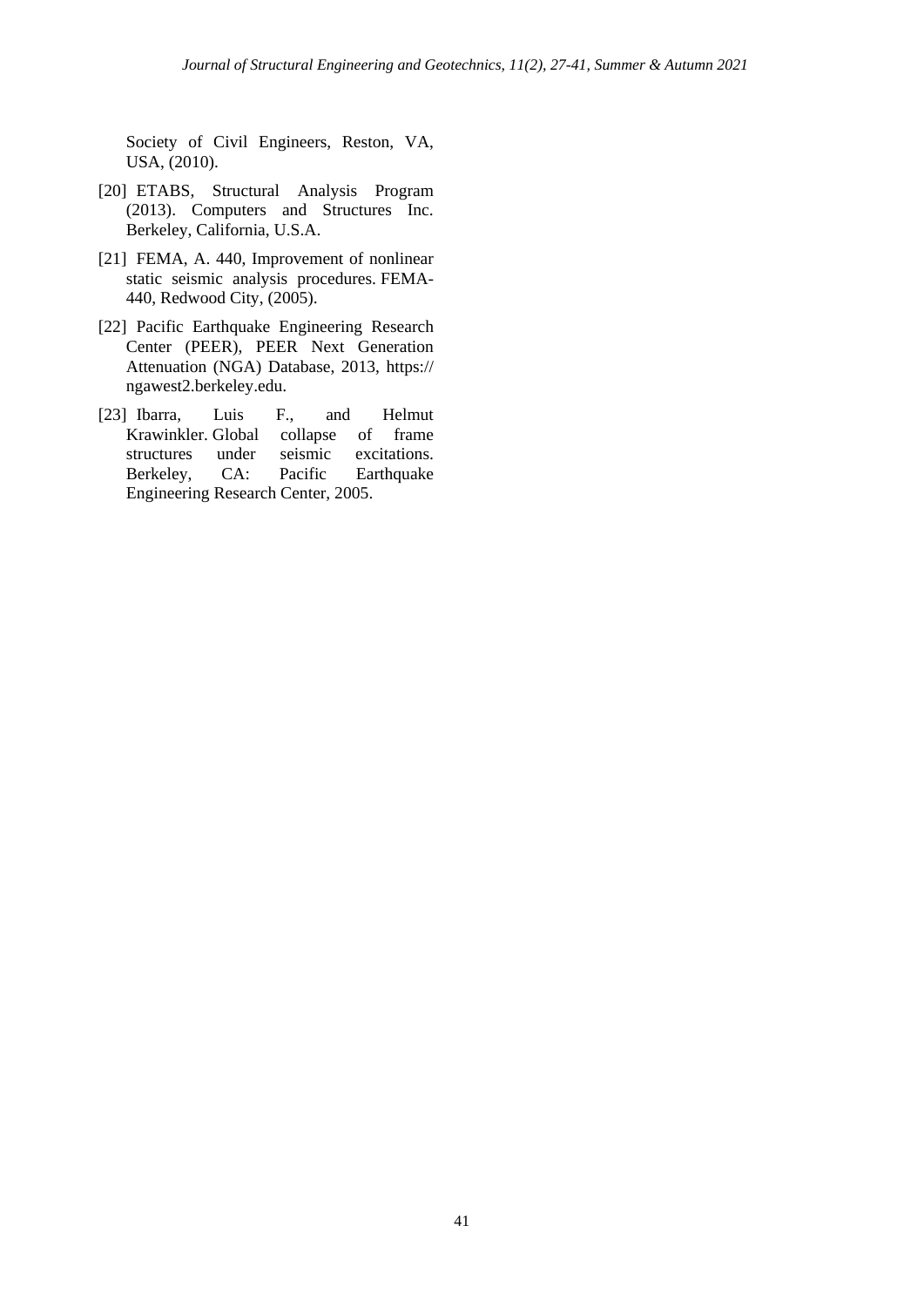Society of Civil Engineers, Reston, VA, USA, (2010).

[20] ETABS, Structural Analysis Program (2013). Computers and Structures Inc. Berkeley, California, U.S.A.

[21] FEMA, A. 440, Improvement of nonlinear static seismic analysis procedures. FEMA-440, Redwood City, (2005).

[22] Pacific Earthquake Engineering Research Center (PEER), PEER Next Generation Attenuation (NGA) Database, 2013, https:// ngawest2.berkeley.edu.

[23] Ibarra, Luis F., and Helmut Krawinkler. Global collapse of frame structures under seismic excitations. Berkeley, CA: Pacific Earthquake Engineering Research Center, 2005.